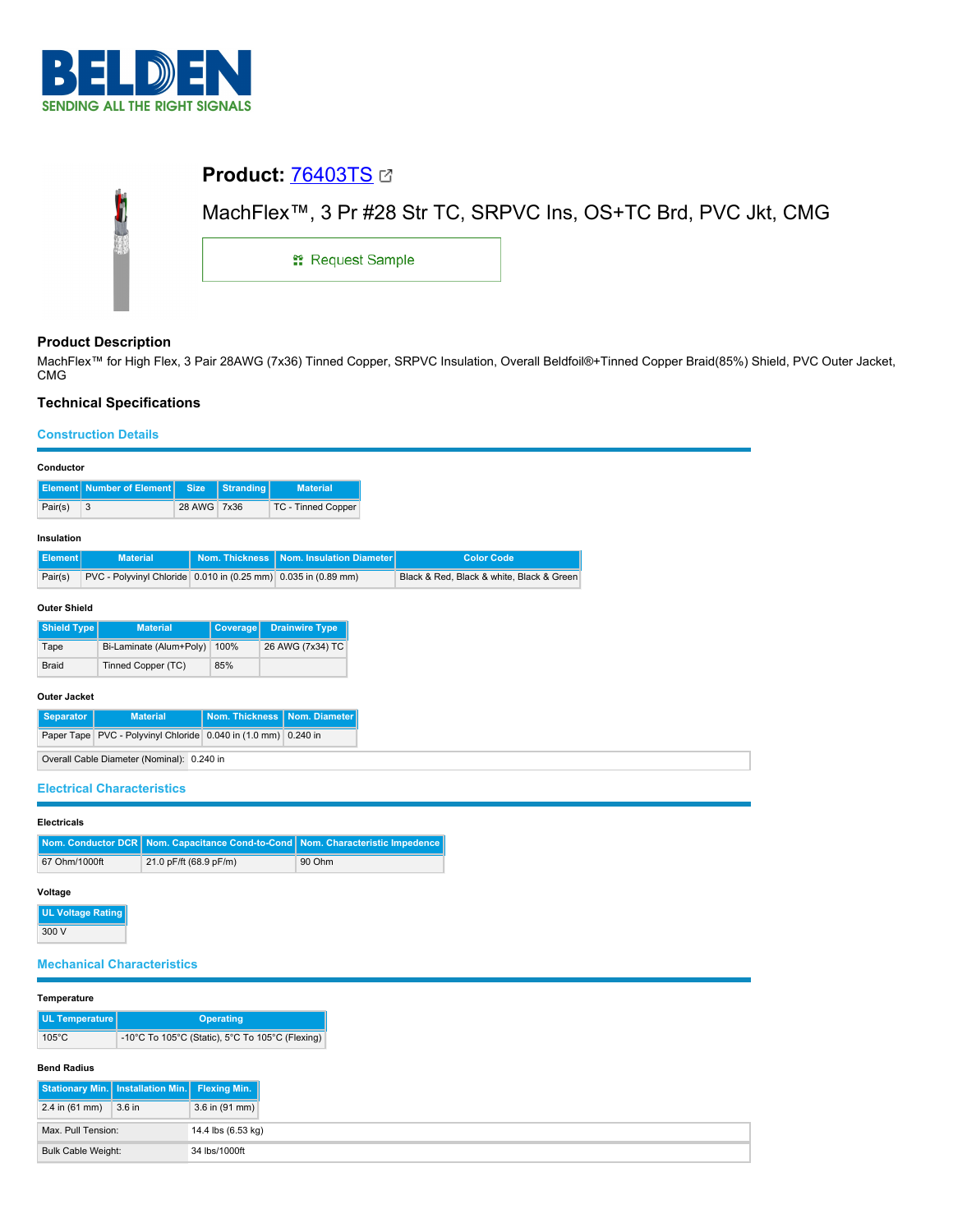BELDEN
SENDING ALL THE RIGHT SIGNALS

## Product: 76403TS

MachFlex™, 3 Pr #28 Str TC, SRPVC Ins, OS+TC Brd, PVC Jkt, CMG

Request Sample

### Product Description

MachFlex™ for High Flex, 3 Pair 28AWG (7x36) Tinned Copper, SRPVC Insulation, Overall Beldfoil®+Tinned Copper Braid(85%) Shield, PVC Outer Jacket, CMG

### Technical Specifications

#### Construction Details

**Conductor**

| Element | Number of Element | Size | Stranding | Material |
|---|---|---|---|---|
| Pair(s) | 3 | 28 AWG | 7x36 | TC - Tinned Copper |

**Insulation**

| Element | Material | Nom. Thickness | Nom. Insulation Diameter | Color Code |
|---|---|---|---|---|
| Pair(s) | PVC - Polyvinyl Chloride | 0.010 in (0.25 mm) | 0.035 in (0.89 mm) | Black & Red, Black & white, Black & Green |

**Outer Shield**

| Shield Type | Material | Coverage | Drainwire Type |
|---|---|---|---|
| Tape | Bi-Laminate (Alum+Poly) | 100% | 26 AWG (7x34) TC |
| Braid | Tinned Copper (TC) | 85% | |

**Outer Jacket**

| Separator | Material | Nom. Thickness | Nom. Diameter |
|---|---|---|---|
| Paper Tape | PVC - Polyvinyl Chloride | 0.040 in (1.0 mm) | 0.240 in |

| Overall Cable Diameter (Nominal): | 0.240 in |
|---|---|

#### Electrical Characteristics

**Electricals**

| Nom. Conductor DCR | Nom. Capacitance Cond-to-Cond | Nom. Characteristic Impedence |
|---|---|---|
| 67 Ohm/1000ft | 21.0 pF/ft (68.9 pF/m) | 90 Ohm |

**Voltage**

| UL Voltage Rating |
|---|
| 300 V |

#### Mechanical Characteristics

**Temperature**

| UL Temperature | Operating |
|---|---|
| 105°C | -10°C To 105°C (Static), 5°C To 105°C (Flexing) |

**Bend Radius**

| Stationary Min. | Installation Min. | Flexing Min. |
|---|---|---|
| 2.4 in (61 mm) | 3.6 in | 3.6 in (91 mm) |

| Max. Pull Tension: | 14.4 lbs (6.53 kg) |
|---|---|
| Bulk Cable Weight: | 34 lbs/1000ft |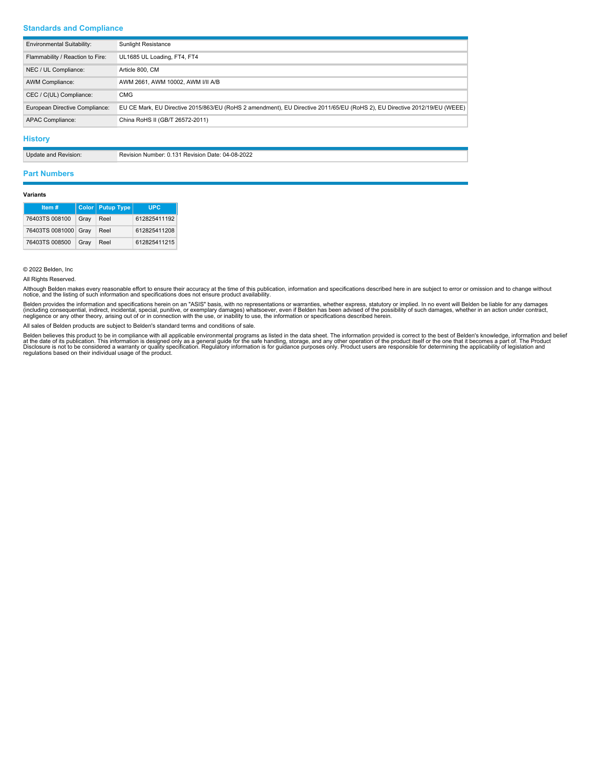## Standards and Compliance

| | |
|---|---|
| Environmental Suitability: | Sunlight Resistance |
| Flammability / Reaction to Fire: | UL1685 UL Loading, FT4, FT4 |
| NEC / UL Compliance: | Article 800, CM |
| AWM Compliance: | AWM 2661, AWM 10002, AWM I/II A/B |
| CEC / C(UL) Compliance: | CMG |
| European Directive Compliance: | EU CE Mark, EU Directive 2015/863/EU (RoHS 2 amendment), EU Directive 2011/65/EU (RoHS 2), EU Directive 2012/19/EU (WEEE) |
| APAC Compliance: | China RoHS II (GB/T 26572-2011) |

## History

| | |
|---|---|
| Update and Revision: | Revision Number: 0.131 Revision Date: 04-08-2022 |

## Part Numbers

**Variants**

| Item # | Color | Putup Type | UPC |
|---|---|---|---|
| 76403TS 008100 | Gray | Reel | 612825411192 |
| 76403TS 0081000 | Gray | Reel | 612825411208 |
| 76403TS 008500 | Gray | Reel | 612825411215 |

© 2022 Belden, Inc

All Rights Reserved.

Although Belden makes every reasonable effort to ensure their accuracy at the time of this publication, information and specifications described here in are subject to error or omission and to change without notice, and the listing of such information and specifications does not ensure product availability.

Belden provides the information and specifications herein on an "ASIS" basis, with no representations or warranties, whether express, statutory or implied. In no event will Belden be liable for any damages (including consequential, indirect, incidental, special, punitive, or exemplary damages) whatsoever, even if Belden has been advised of the possibility of such damages, whether in an action under contract, negligence or any other theory, arising out of or in connection with the use, or inability to use, the information or specifications described herein.

All sales of Belden products are subject to Belden's standard terms and conditions of sale.

Belden believes this product to be in compliance with all applicable environmental programs as listed in the data sheet. The information provided is correct to the best of Belden's knowledge, information and belief at the date of its publication. This information is designed only as a general guide for the safe handling, storage, and any other operation of the product itself or the one that it becomes a part of. The Product Disclosure is not to be considered a warranty or quality specification. Regulatory information is for guidance purposes only. Product users are responsible for determining the applicability of legislation and regulations based on their individual usage of the product.